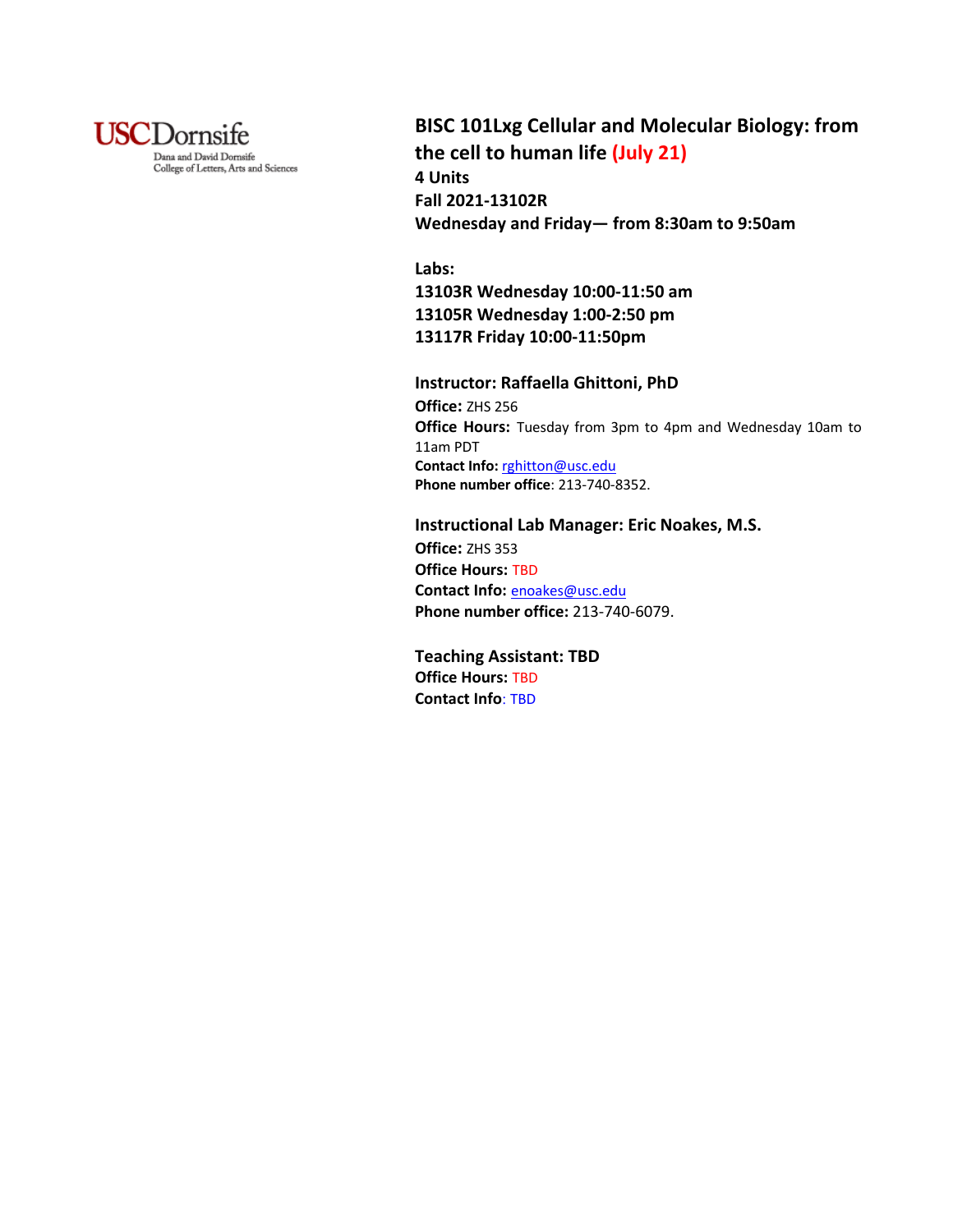USCDornsife
Dana and David Dornsife
College of Letters, Arts and Sciences

# BISC 101Lxg Cellular and Molecular Biology: from the cell to human life (July 21)

**4 Units**
**Fall 2021-13102R**
**Wednesday and Friday— from 8:30am to 9:50am**

**Labs:**
**13103R Wednesday 10:00-11:50 am**
**13105R Wednesday 1:00-2:50 pm**
**13117R Friday 10:00-11:50pm**

### Instructor: Raffaella Ghittoni, PhD

**Office:** ZHS 256
**Office Hours:** Tuesday from 3pm to 4pm and Wednesday 10am to 11am PDT
**Contact Info:** rghitton@usc.edu
**Phone number office**: 213-740-8352.

### Instructional Lab Manager: Eric Noakes, M.S.

**Office:** ZHS 353
**Office Hours:** TBD
**Contact Info:** enoakes@usc.edu
**Phone number office:** 213-740-6079.

### Teaching Assistant: TBD

**Office Hours:** TBD
**Contact Info**: TBD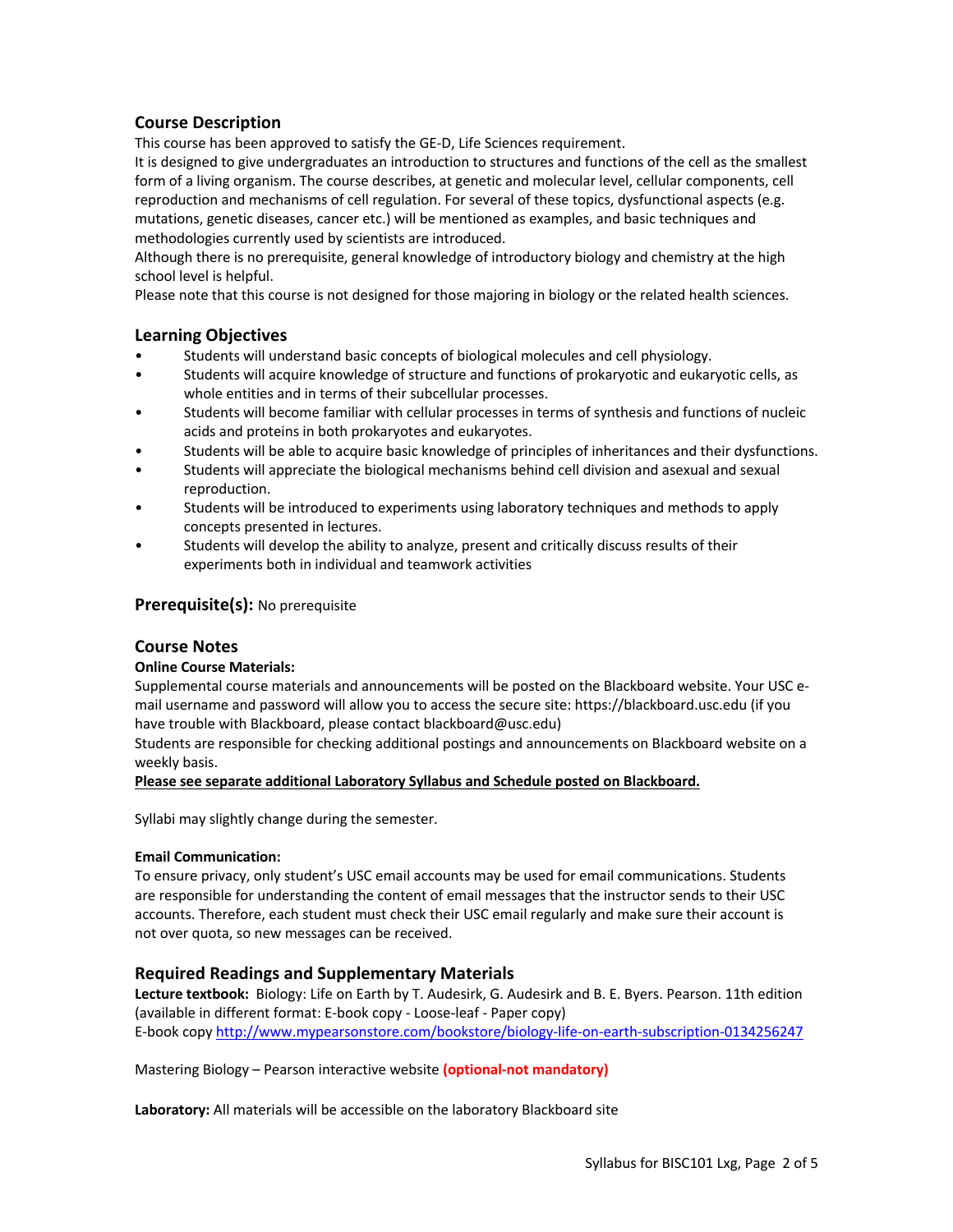## Course Description

This course has been approved to satisfy the GE-D, Life Sciences requirement.

It is designed to give undergraduates an introduction to structures and functions of the cell as the smallest form of a living organism. The course describes, at genetic and molecular level, cellular components, cell reproduction and mechanisms of cell regulation. For several of these topics, dysfunctional aspects (e.g. mutations, genetic diseases, cancer etc.) will be mentioned as examples, and basic techniques and methodologies currently used by scientists are introduced.

Although there is no prerequisite, general knowledge of introductory biology and chemistry at the high school level is helpful.

Please note that this course is not designed for those majoring in biology or the related health sciences.

## Learning Objectives

- Students will understand basic concepts of biological molecules and cell physiology.
- Students will acquire knowledge of structure and functions of prokaryotic and eukaryotic cells, as whole entities and in terms of their subcellular processes.
- Students will become familiar with cellular processes in terms of synthesis and functions of nucleic acids and proteins in both prokaryotes and eukaryotes.
- Students will be able to acquire basic knowledge of principles of inheritances and their dysfunctions.
- Students will appreciate the biological mechanisms behind cell division and asexual and sexual reproduction.
- Students will be introduced to experiments using laboratory techniques and methods to apply concepts presented in lectures.
- Students will develop the ability to analyze, present and critically discuss results of their experiments both in individual and teamwork activities

## Prerequisite(s): No prerequisite

## Course Notes

**Online Course Materials:**

Supplemental course materials and announcements will be posted on the Blackboard website. Your USC e-mail username and password will allow you to access the secure site: https://blackboard.usc.edu (if you have trouble with Blackboard, please contact blackboard@usc.edu)

Students are responsible for checking additional postings and announcements on Blackboard website on a weekly basis.

**Please see separate additional Laboratory Syllabus and Schedule posted on Blackboard.**

Syllabi may slightly change during the semester.

**Email Communication:**

To ensure privacy, only student's USC email accounts may be used for email communications. Students are responsible for understanding the content of email messages that the instructor sends to their USC accounts. Therefore, each student must check their USC email regularly and make sure their account is not over quota, so new messages can be received.

## Required Readings and Supplementary Materials

**Lecture textbook:** Biology: Life on Earth by T. Audesirk, G. Audesirk and B. E. Byers. Pearson. 11th edition (available in different format: E-book copy - Loose-leaf - Paper copy)

E-book copy http://www.mypearsonstore.com/bookstore/biology-life-on-earth-subscription-0134256247

Mastering Biology – Pearson interactive website **(optional-not mandatory)**

**Laboratory:** All materials will be accessible on the laboratory Blackboard site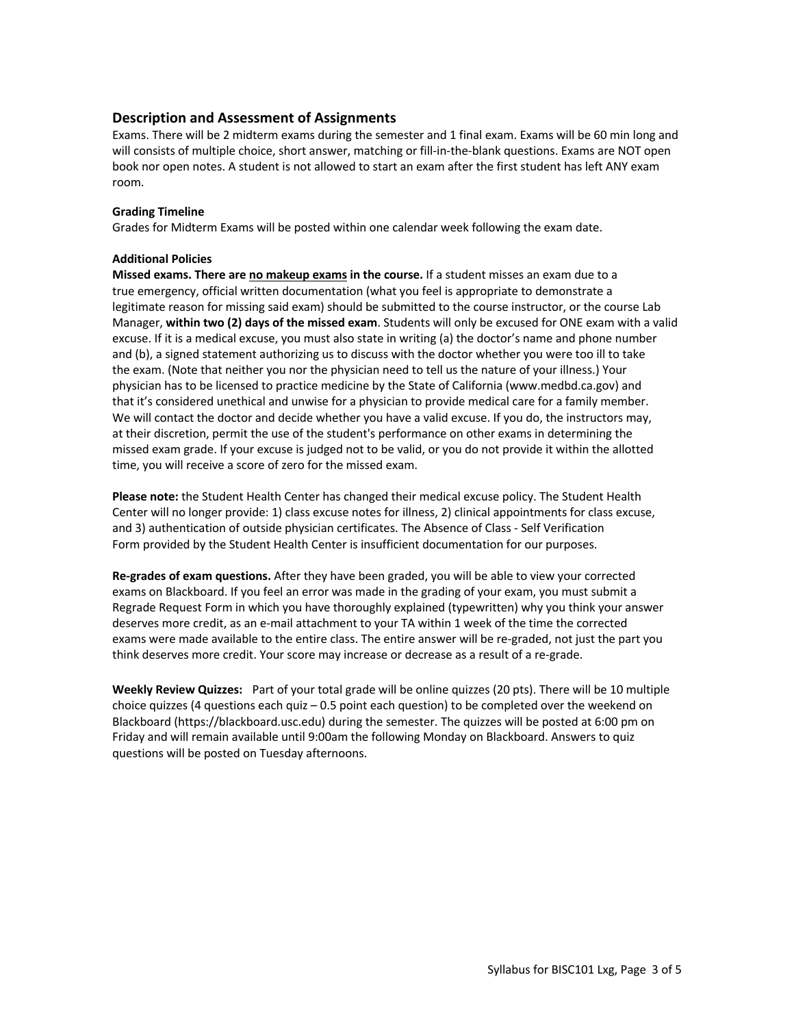## Description and Assessment of Assignments

Exams. There will be 2 midterm exams during the semester and 1 final exam. Exams will be 60 min long and will consists of multiple choice, short answer, matching or fill-in-the-blank questions. Exams are NOT open book nor open notes. A student is not allowed to start an exam after the first student has left ANY exam room.

### Grading Timeline

Grades for Midterm Exams will be posted within one calendar week following the exam date.

### Additional Policies

**Missed exams. There are <u>no makeup exams</u> in the course.** If a student misses an exam due to a true emergency, official written documentation (what you feel is appropriate to demonstrate a legitimate reason for missing said exam) should be submitted to the course instructor, or the course Lab Manager, **within two (2) days of the missed exam**. Students will only be excused for ONE exam with a valid excuse. If it is a medical excuse, you must also state in writing (a) the doctor's name and phone number and (b), a signed statement authorizing us to discuss with the doctor whether you were too ill to take the exam. (Note that neither you nor the physician need to tell us the nature of your illness.) Your physician has to be licensed to practice medicine by the State of California (www.medbd.ca.gov) and that it's considered unethical and unwise for a physician to provide medical care for a family member. We will contact the doctor and decide whether you have a valid excuse. If you do, the instructors may, at their discretion, permit the use of the student's performance on other exams in determining the missed exam grade. If your excuse is judged not to be valid, or you do not provide it within the allotted time, you will receive a score of zero for the missed exam.

**Please note:** the Student Health Center has changed their medical excuse policy. The Student Health Center will no longer provide: 1) class excuse notes for illness, 2) clinical appointments for class excuse, and 3) authentication of outside physician certificates. The Absence of Class - Self Verification Form provided by the Student Health Center is insufficient documentation for our purposes.

**Re-grades of exam questions.** After they have been graded, you will be able to view your corrected exams on Blackboard. If you feel an error was made in the grading of your exam, you must submit a Regrade Request Form in which you have thoroughly explained (typewritten) why you think your answer deserves more credit, as an e-mail attachment to your TA within 1 week of the time the corrected exams were made available to the entire class. The entire answer will be re-graded, not just the part you think deserves more credit. Your score may increase or decrease as a result of a re-grade.

**Weekly Review Quizzes:** Part of your total grade will be online quizzes (20 pts). There will be 10 multiple choice quizzes (4 questions each quiz – 0.5 point each question) to be completed over the weekend on Blackboard (https://blackboard.usc.edu) during the semester. The quizzes will be posted at 6:00 pm on Friday and will remain available until 9:00am the following Monday on Blackboard. Answers to quiz questions will be posted on Tuesday afternoons.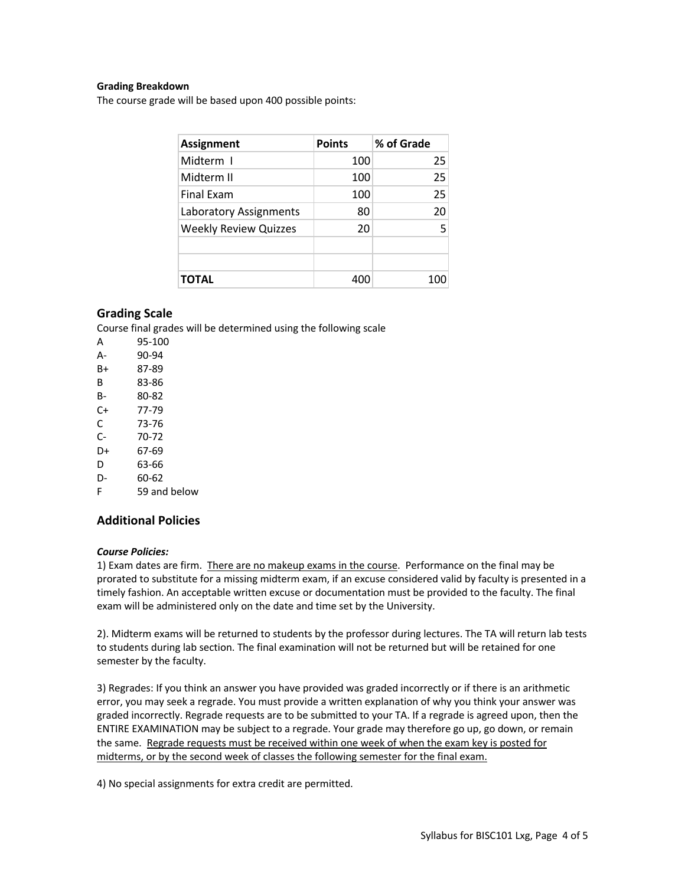**Grading Breakdown**

The course grade will be based upon 400 possible points:

| Assignment | Points | % of Grade |
|---|---|---|
| Midterm I | 100 | 25 |
| Midterm II | 100 | 25 |
| Final Exam | 100 | 25 |
| Laboratory Assignments | 80 | 20 |
| Weekly Review Quizzes | 20 | 5 |
| | | |
| | | |
| **TOTAL** | 400 | 100 |

## Grading Scale

Course final grades will be determined using the following scale

| | |
|---|---|
| A | 95-100 |
| A- | 90-94 |
| B+ | 87-89 |
| B | 83-86 |
| B- | 80-82 |
| C+ | 77-79 |
| C | 73-76 |
| C- | 70-72 |
| D+ | 67-69 |
| D | 63-66 |
| D- | 60-62 |
| F | 59 and below |

## Additional Policies

***Course Policies:***

1) Exam dates are firm. <u>There are no makeup exams in the course</u>. Performance on the final may be prorated to substitute for a missing midterm exam, if an excuse considered valid by faculty is presented in a timely fashion. An acceptable written excuse or documentation must be provided to the faculty. The final exam will be administered only on the date and time set by the University.

2). Midterm exams will be returned to students by the professor during lectures. The TA will return lab tests to students during lab section. The final examination will not be returned but will be retained for one semester by the faculty.

3) Regrades: If you think an answer you have provided was graded incorrectly or if there is an arithmetic error, you may seek a regrade. You must provide a written explanation of why you think your answer was graded incorrectly. Regrade requests are to be submitted to your TA. If a regrade is agreed upon, then the ENTIRE EXAMINATION may be subject to a regrade. Your grade may therefore go up, go down, or remain the same. <u>Regrade requests must be received within one week of when the exam key is posted for midterms, or by the second week of classes the following semester for the final exam.</u>

4) No special assignments for extra credit are permitted.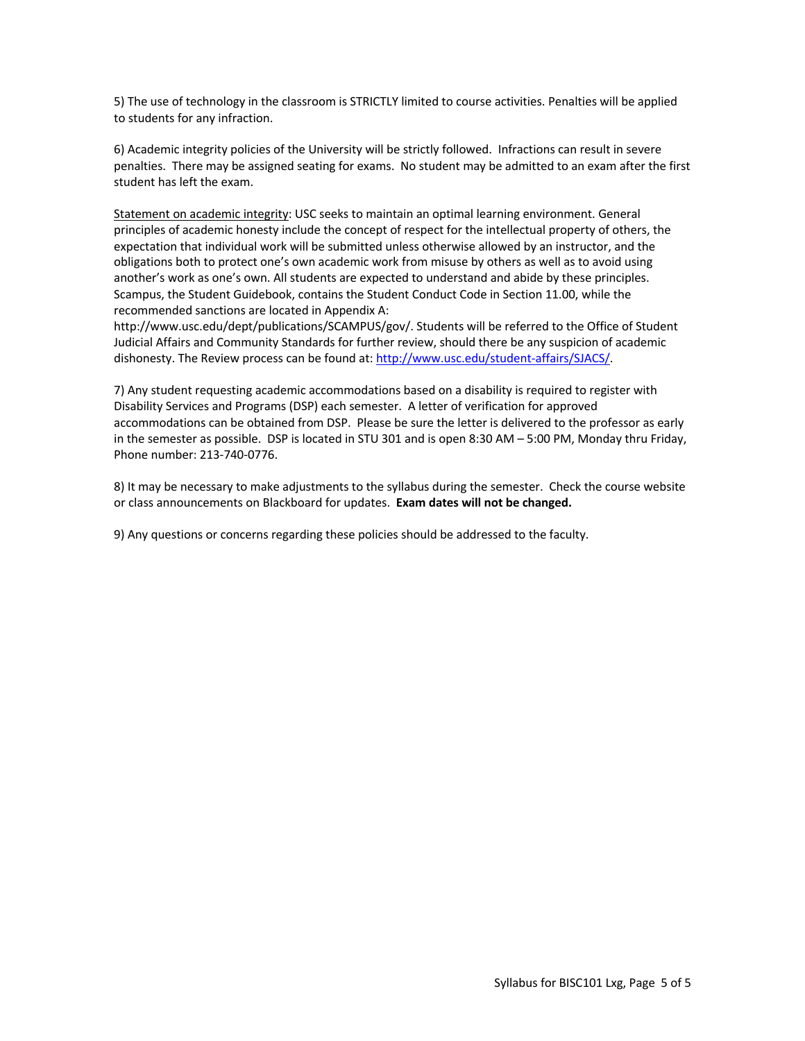5) The use of technology in the classroom is STRICTLY limited to course activities. Penalties will be applied to students for any infraction.

6) Academic integrity policies of the University will be strictly followed. Infractions can result in severe penalties. There may be assigned seating for exams. No student may be admitted to an exam after the first student has left the exam.

<u>Statement on academic integrity</u>: USC seeks to maintain an optimal learning environment. General principles of academic honesty include the concept of respect for the intellectual property of others, the expectation that individual work will be submitted unless otherwise allowed by an instructor, and the obligations both to protect one's own academic work from misuse by others as well as to avoid using another's work as one's own. All students are expected to understand and abide by these principles. Scampus, the Student Guidebook, contains the Student Conduct Code in Section 11.00, while the recommended sanctions are located in Appendix A: http://www.usc.edu/dept/publications/SCAMPUS/gov/. Students will be referred to the Office of Student Judicial Affairs and Community Standards for further review, should there be any suspicion of academic dishonesty. The Review process can be found at: [http://www.usc.edu/student-affairs/SJACS/](http://www.usc.edu/student-affairs/SJACS/).

7) Any student requesting academic accommodations based on a disability is required to register with Disability Services and Programs (DSP) each semester. A letter of verification for approved accommodations can be obtained from DSP. Please be sure the letter is delivered to the professor as early in the semester as possible. DSP is located in STU 301 and is open 8:30 AM – 5:00 PM, Monday thru Friday, Phone number: 213-740-0776.

8) It may be necessary to make adjustments to the syllabus during the semester. Check the course website or class announcements on Blackboard for updates. **Exam dates will not be changed.**

9) Any questions or concerns regarding these policies should be addressed to the faculty.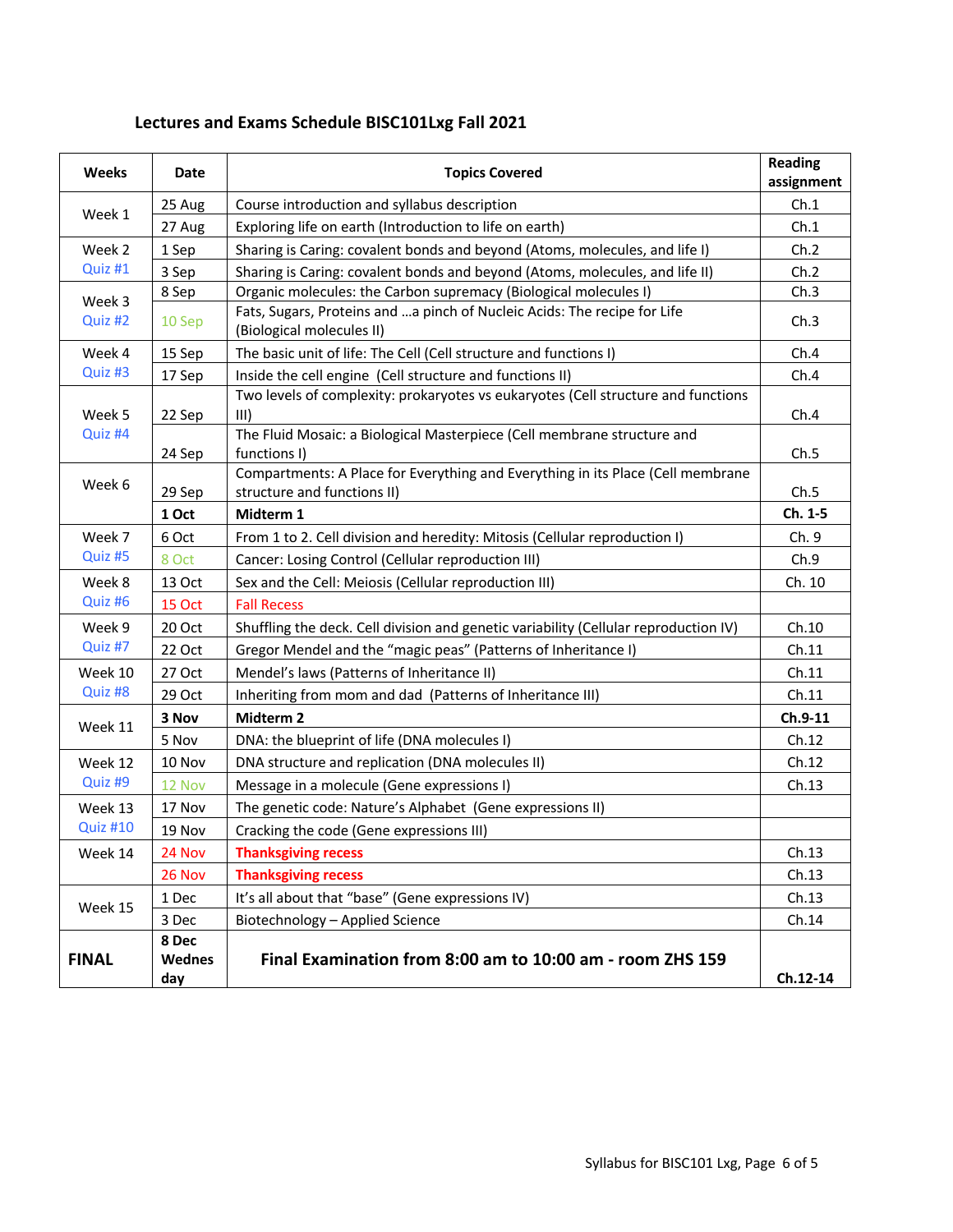## Lectures and Exams Schedule BISC101Lxg Fall 2021

| Weeks | Date | Topics Covered | Reading assignment |
|---|---|---|---|
| Week 1 | 25 Aug | Course introduction and syllabus description | Ch.1 |
| | 27 Aug | Exploring life on earth (Introduction to life on earth) | Ch.1 |
| Week 2 Quiz #1 | 1 Sep | Sharing is Caring: covalent bonds and beyond (Atoms, molecules, and life I) | Ch.2 |
| | 3 Sep | Sharing is Caring: covalent bonds and beyond (Atoms, molecules, and life II) | Ch.2 |
| Week 3 Quiz #2 | 8 Sep | Organic molecules: the Carbon supremacy (Biological molecules I) | Ch.3 |
| | 10 Sep | Fats, Sugars, Proteins and …a pinch of Nucleic Acids: The recipe for Life (Biological molecules II) | Ch.3 |
| Week 4 Quiz #3 | 15 Sep | The basic unit of life: The Cell (Cell structure and functions I) | Ch.4 |
| | 17 Sep | Inside the cell engine (Cell structure and functions II) | Ch.4 |
| Week 5 Quiz #4 | 22 Sep | Two levels of complexity: prokaryotes vs eukaryotes (Cell structure and functions III) | Ch.4 |
| | 24 Sep | The Fluid Mosaic: a Biological Masterpiece (Cell membrane structure and functions I) | Ch.5 |
| Week 6 | 29 Sep | Compartments: A Place for Everything and Everything in its Place (Cell membrane structure and functions II) | Ch.5 |
| | **1 Oct** | **Midterm 1** | **Ch. 1-5** |
| Week 7 Quiz #5 | 6 Oct | From 1 to 2. Cell division and heredity: Mitosis (Cellular reproduction I) | Ch. 9 |
| | 8 Oct | Cancer: Losing Control (Cellular reproduction III) | Ch.9 |
| Week 8 Quiz #6 | 13 Oct | Sex and the Cell: Meiosis (Cellular reproduction III) | Ch. 10 |
| | 15 Oct | Fall Recess | |
| Week 9 Quiz #7 | 20 Oct | Shuffling the deck. Cell division and genetic variability (Cellular reproduction IV) | Ch.10 |
| | 22 Oct | Gregor Mendel and the "magic peas" (Patterns of Inheritance I) | Ch.11 |
| Week 10 Quiz #8 | 27 Oct | Mendel's laws (Patterns of Inheritance II) | Ch.11 |
| | 29 Oct | Inheriting from mom and dad (Patterns of Inheritance III) | Ch.11 |
| Week 11 | **3 Nov** | **Midterm 2** | **Ch.9-11** |
| | 5 Nov | DNA: the blueprint of life (DNA molecules I) | Ch.12 |
| Week 12 Quiz #9 | 10 Nov | DNA structure and replication (DNA molecules II) | Ch.12 |
| | 12 Nov | Message in a molecule (Gene expressions I) | Ch.13 |
| Week 13 Quiz #10 | 17 Nov | The genetic code: Nature's Alphabet (Gene expressions II) | |
| | 19 Nov | Cracking the code (Gene expressions III) | |
| Week 14 | 24 Nov | **Thanksgiving recess** | Ch.13 |
| | 26 Nov | **Thanksgiving recess** | Ch.13 |
| Week 15 | 1 Dec | It's all about that "base" (Gene expressions IV) | Ch.13 |
| | 3 Dec | Biotechnology – Applied Science | Ch.14 |
| **FINAL** | **8 Dec Wednesday** | **Final Examination from 8:00 am to 10:00 am - room ZHS 159** | **Ch.12-14** |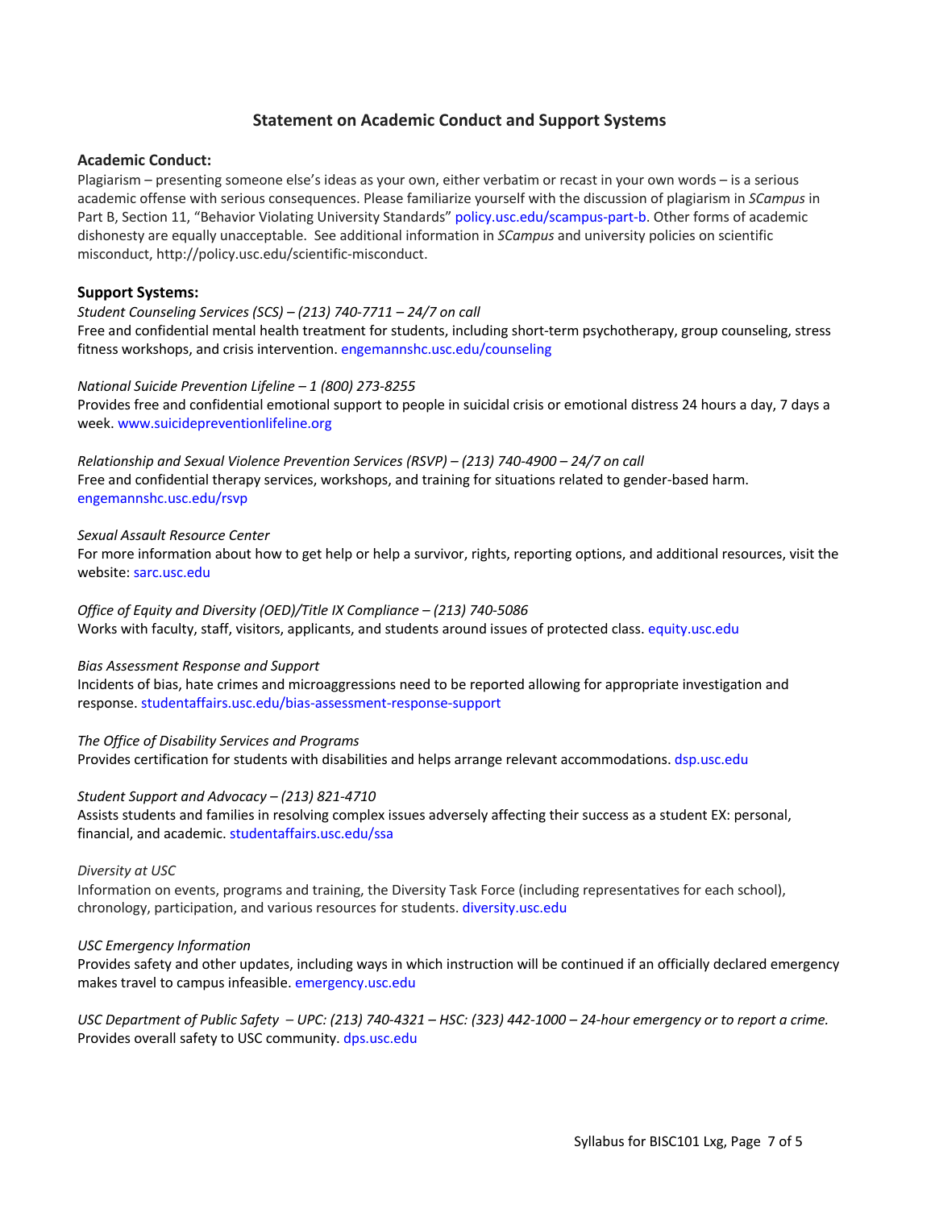## Statement on Academic Conduct and Support Systems

### Academic Conduct:

Plagiarism – presenting someone else's ideas as your own, either verbatim or recast in your own words – is a serious academic offense with serious consequences. Please familiarize yourself with the discussion of plagiarism in *SCampus* in Part B, Section 11, "Behavior Violating University Standards" policy.usc.edu/scampus-part-b. Other forms of academic dishonesty are equally unacceptable. See additional information in *SCampus* and university policies on scientific misconduct, http://policy.usc.edu/scientific-misconduct.

### Support Systems:

*Student Counseling Services (SCS) – (213) 740-7711 – 24/7 on call*
Free and confidential mental health treatment for students, including short-term psychotherapy, group counseling, stress fitness workshops, and crisis intervention. engemannshc.usc.edu/counseling

*National Suicide Prevention Lifeline – 1 (800) 273-8255*
Provides free and confidential emotional support to people in suicidal crisis or emotional distress 24 hours a day, 7 days a week. www.suicidepreventionlifeline.org

*Relationship and Sexual Violence Prevention Services (RSVP) – (213) 740-4900 – 24/7 on call*
Free and confidential therapy services, workshops, and training for situations related to gender-based harm. engemannshc.usc.edu/rsvp

*Sexual Assault Resource Center*
For more information about how to get help or help a survivor, rights, reporting options, and additional resources, visit the website: sarc.usc.edu

*Office of Equity and Diversity (OED)/Title IX Compliance – (213) 740-5086*
Works with faculty, staff, visitors, applicants, and students around issues of protected class. equity.usc.edu

*Bias Assessment Response and Support*
Incidents of bias, hate crimes and microaggressions need to be reported allowing for appropriate investigation and response. studentaffairs.usc.edu/bias-assessment-response-support

*The Office of Disability Services and Programs*
Provides certification for students with disabilities and helps arrange relevant accommodations. dsp.usc.edu

*Student Support and Advocacy – (213) 821-4710*
Assists students and families in resolving complex issues adversely affecting their success as a student EX: personal, financial, and academic. studentaffairs.usc.edu/ssa

*Diversity at USC*
Information on events, programs and training, the Diversity Task Force (including representatives for each school), chronology, participation, and various resources for students. diversity.usc.edu

*USC Emergency Information*
Provides safety and other updates, including ways in which instruction will be continued if an officially declared emergency makes travel to campus infeasible. emergency.usc.edu

*USC Department of Public Safety – UPC: (213) 740-4321 – HSC: (323) 442-1000 – 24-hour emergency or to report a crime.*
Provides overall safety to USC community. dps.usc.edu